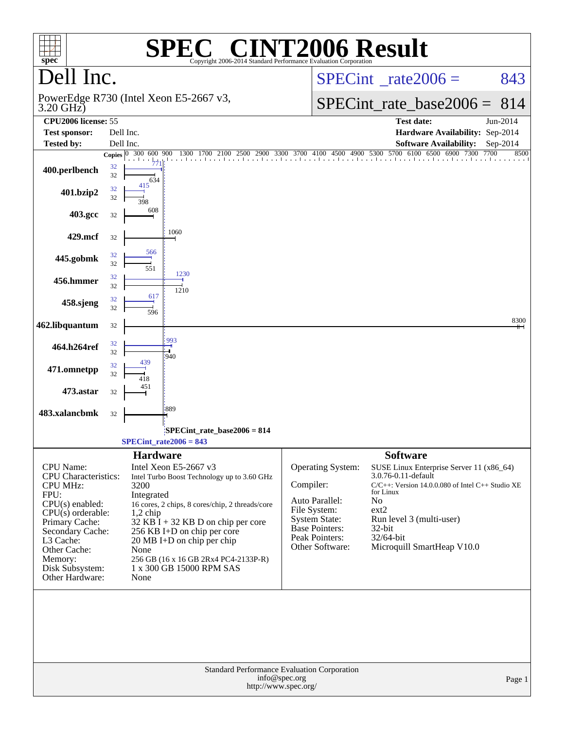# SPEC CINT2006 Result

Copyright 2006-2014 Standard Performance Evaluation Corporation

## Dell Inc.

PowerEdge R730 (Intel Xeon E5-2667 v3, 3.20 GHz)

SPECint_rate2006 = 843

SPECint_rate_base2006 = 814

| | | | |
|---|---|---|---|
| **CPU2006 license:** | 55 | **Test date:** | Jun-2014 |
| **Test sponsor:** | Dell Inc. | **Hardware Availability:** | Sep-2014 |
| **Tested by:** | Dell Inc. | **Software Availability:** | Sep-2014 |

| Benchmark | Copies (peak) | Peak | Copies (base) | Base |
|---|---|---|---|---|
| 400.perlbench | 32 | 771 | 32 | 634 |
| 401.bzip2 | 32 | 415 | 32 | 398 |
| 403.gcc | | | 32 | 608 |
| 429.mcf | | | 32 | 1060 |
| 445.gobmk | 32 | 566 | 32 | 551 |
| 456.hmmer | 32 | 1230 | 32 | 1210 |
| 458.sjeng | 32 | 617 | 32 | 596 |
| 462.libquantum | | | 32 | 8300 |
| 464.h264ref | 32 | 993 | 32 | 940 |
| 471.omnetpp | 32 | 439 | 32 | 418 |
| 473.astar | | | 32 | 451 |
| 483.xalancbmk | | | 32 | 889 |

SPECint_rate_base2006 = 814

SPECint_rate2006 = 843

### Hardware

| | |
|---|---|
| CPU Name: | Intel Xeon E5-2667 v3 |
| CPU Characteristics: | Intel Turbo Boost Technology up to 3.60 GHz |
| CPU MHz: | 3200 |
| FPU: | Integrated |
| CPU(s) enabled: | 16 cores, 2 chips, 8 cores/chip, 2 threads/core |
| CPU(s) orderable: | 1,2 chip |
| Primary Cache: | 32 KB I + 32 KB D on chip per core |
| Secondary Cache: | 256 KB I+D on chip per core |
| L3 Cache: | 20 MB I+D on chip per chip |
| Other Cache: | None |
| Memory: | 256 GB (16 x 16 GB 2Rx4 PC4-2133P-R) |
| Disk Subsystem: | 1 x 300 GB 15000 RPM SAS |
| Other Hardware: | None |

### Software

| | |
|---|---|
| Operating System: | SUSE Linux Enterprise Server 11 (x86_64) 3.0.76-0.11-default |
| Compiler: | C/C++: Version 14.0.0.080 of Intel C++ Studio XE for Linux |
| Auto Parallel: | No |
| File System: | ext2 |
| System State: | Run level 3 (multi-user) |
| Base Pointers: | 32-bit |
| Peak Pointers: | 32/64-bit |
| Other Software: | Microquill SmartHeap V10.0 |

Standard Performance Evaluation Corporation
info@spec.org
http://www.spec.org/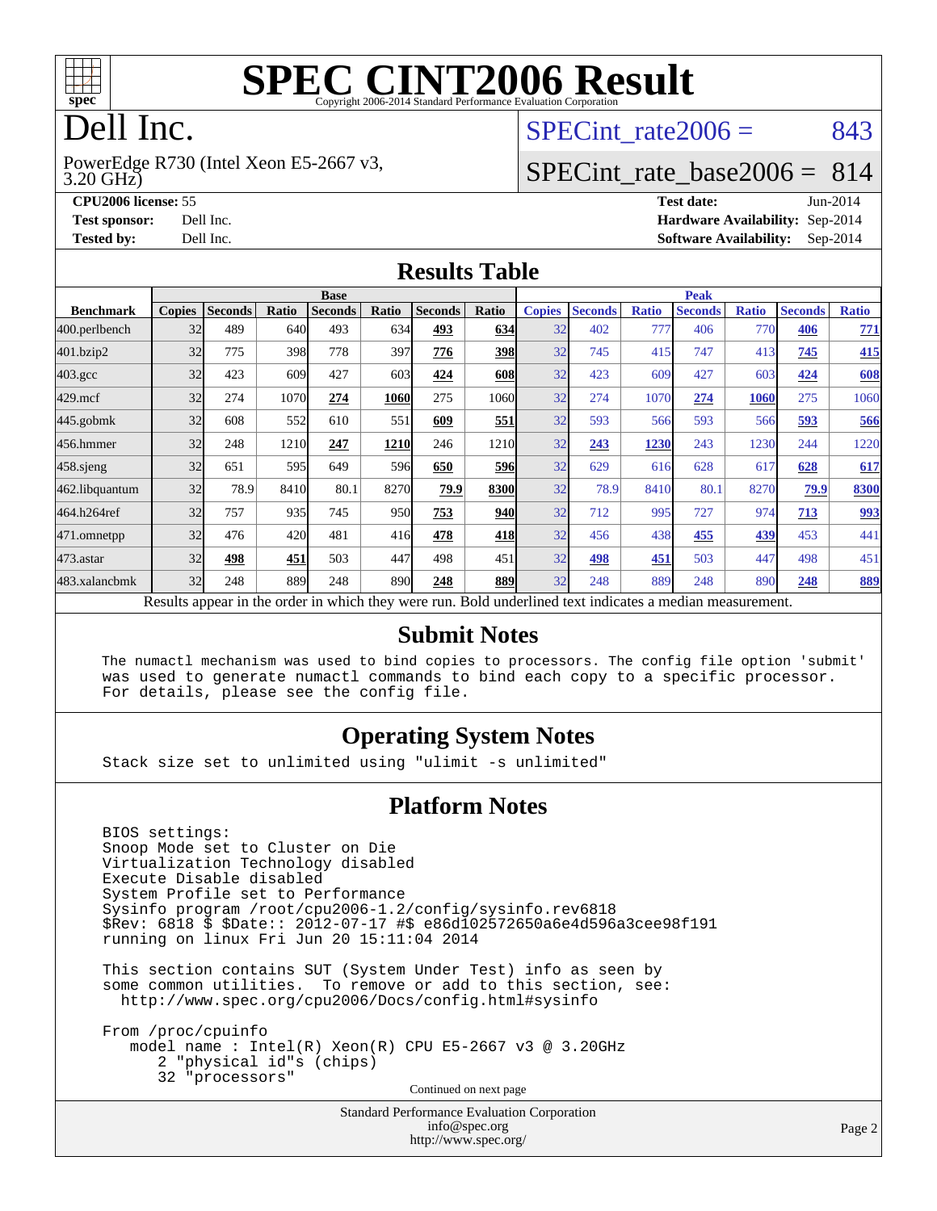# SPEC CINT2006 Result

Copyright 2006-2014 Standard Performance Evaluation Corporation

# Dell Inc.

PowerEdge R730 (Intel Xeon E5-2667 v3, 3.20 GHz)

SPECint_rate2006 = 843

SPECint_rate_base2006 = 814

**CPU2006 license:** 55
**Test sponsor:** Dell Inc.
**Tested by:** Dell Inc.

**Test date:** Jun-2014
**Hardware Availability:** Sep-2014
**Software Availability:** Sep-2014

## Results Table

| Benchmark | Base | | | | | | | Peak | | | | | | |
|---|---|---|---|---|---|---|---|---|---|---|---|---|---|---|
| | Copies | Seconds | Ratio | Seconds | Ratio | Seconds | Ratio | Copies | Seconds | Ratio | Seconds | Ratio | Seconds | Ratio |
| 400.perlbench | 32 | 489 | 640 | 493 | 634 | **493** | **634** | 32 | 402 | 777 | 406 | 770 | **406** | **771** |
| 401.bzip2 | 32 | 775 | 398 | 778 | 397 | **776** | **398** | 32 | 745 | 415 | 747 | 413 | **745** | **415** |
| 403.gcc | 32 | 423 | 609 | 427 | 603 | **424** | **608** | 32 | 423 | 609 | 427 | 603 | **424** | **608** |
| 429.mcf | 32 | 274 | 1070 | **274** | **1060** | 275 | 1060 | 32 | 274 | 1070 | **274** | **1060** | 275 | 1060 |
| 445.gobmk | 32 | 608 | 552 | 610 | 551 | **609** | **551** | 32 | 593 | 566 | 593 | 566 | **593** | **566** |
| 456.hmmer | 32 | 248 | 1210 | **247** | **1210** | 246 | 1210 | 32 | **243** | **1230** | 243 | 1230 | 244 | 1220 |
| 458.sjeng | 32 | 651 | 595 | 649 | 596 | **650** | **596** | 32 | 629 | 616 | 628 | 617 | **628** | **617** |
| 462.libquantum | 32 | 78.9 | 8410 | 80.1 | 8270 | **79.9** | **8300** | 32 | 78.9 | 8410 | 80.1 | 8270 | **79.9** | **8300** |
| 464.h264ref | 32 | 757 | 935 | 745 | 950 | **753** | **940** | 32 | 712 | 995 | 727 | 974 | **713** | **993** |
| 471.omnetpp | 32 | 476 | 420 | 481 | 416 | **478** | **418** | 32 | 456 | 438 | **455** | **439** | 453 | 441 |
| 473.astar | 32 | **498** | **451** | 503 | 447 | 498 | 451 | 32 | **498** | **451** | 503 | 447 | 498 | 451 |
| 483.xalancbmk | 32 | 248 | 889 | 248 | 890 | **248** | **889** | 32 | 248 | 889 | 248 | 890 | **248** | **889** |

Results appear in the order in which they were run. Bold underlined text indicates a median measurement.

## Submit Notes

```
The numactl mechanism was used to bind copies to processors. The config file option 'submit'
was used to generate numactl commands to bind each copy to a specific processor.
For details, please see the config file.
```

## Operating System Notes

```
Stack size set to unlimited using "ulimit -s unlimited"
```

## Platform Notes

```
BIOS settings:
Snoop Mode set to Cluster on Die
Virtualization Technology disabled
Execute Disable disabled
System Profile set to Performance
Sysinfo program /root/cpu2006-1.2/config/sysinfo.rev6818
$Rev: 6818 $ $Date:: 2012-07-17 #$ e86d102572650a6e4d596a3cee98f191
running on linux Fri Jun 20 15:11:04 2014

This section contains SUT (System Under Test) info as seen by
some common utilities.  To remove or add to this section, see:
  http://www.spec.org/cpu2006/Docs/config.html#sysinfo

From /proc/cpuinfo
   model name : Intel(R) Xeon(R) CPU E5-2667 v3 @ 3.20GHz
      2 "physical id"s (chips)
      32 "processors"
```

Continued on next page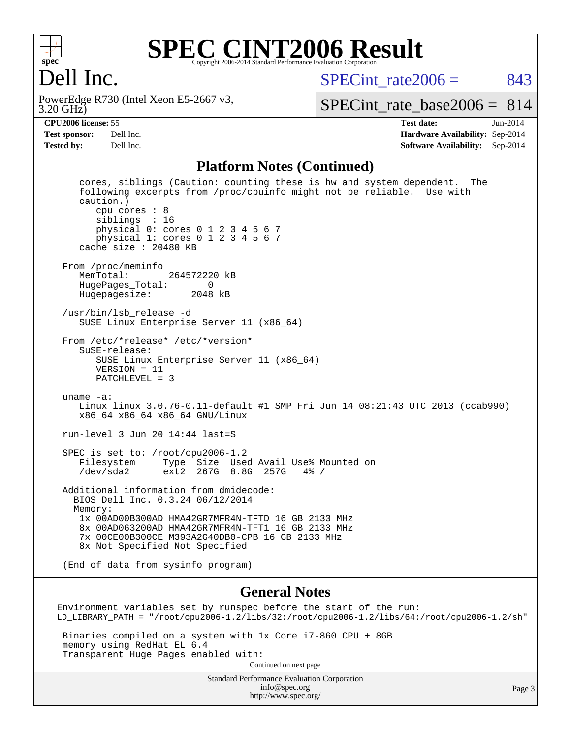# SPEC CINT2006 Result

Copyright 2006-2014 Standard Performance Evaluation Corporation

## Dell Inc.

PowerEdge R730 (Intel Xeon E5-2667 v3, 3.20 GHz)

SPECint_rate2006 = 843

SPECint_rate_base2006 = 814

**CPU2006 license:** 55
**Test sponsor:** Dell Inc.
**Tested by:** Dell Inc.

**Test date:** Jun-2014
**Hardware Availability:** Sep-2014
**Software Availability:** Sep-2014

### Platform Notes (Continued)

```
    cores, siblings (Caution: counting these is hw and system dependent.  The
    following excerpts from /proc/cpuinfo might not be reliable.  Use with
    caution.)
       cpu cores : 8
       siblings  : 16
       physical 0: cores 0 1 2 3 4 5 6 7
       physical 1: cores 0 1 2 3 4 5 6 7
    cache size : 20480 KB

 From /proc/meminfo
    MemTotal:       264572220 kB
    HugePages_Total:       0
    Hugepagesize:       2048 kB

 /usr/bin/lsb_release -d
    SUSE Linux Enterprise Server 11 (x86_64)

 From /etc/*release* /etc/*version*
    SuSE-release:
       SUSE Linux Enterprise Server 11 (x86_64)
       VERSION = 11
       PATCHLEVEL = 3

 uname -a:
    Linux linux 3.0.76-0.11-default #1 SMP Fri Jun 14 08:21:43 UTC 2013 (ccab990)
    x86_64 x86_64 x86_64 GNU/Linux

 run-level 3 Jun 20 14:44 last=S

 SPEC is set to: /root/cpu2006-1.2
    Filesystem     Type  Size  Used Avail Use% Mounted on
    /dev/sda2      ext2  267G  8.8G  257G   4% /

 Additional information from dmidecode:
   BIOS Dell Inc. 0.3.24 06/12/2014
   Memory:
    1x 00AD00B300AD HMA42GR7MFR4N-TFTD 16 GB 2133 MHz
    8x 00AD063200AD HMA42GR7MFR4N-TFT1 16 GB 2133 MHz
    7x 00CE00B300CE M393A2G40DB0-CPB 16 GB 2133 MHz
    8x Not Specified Not Specified

 (End of data from sysinfo program)
```

### General Notes

```
Environment variables set by runspec before the start of the run:
LD_LIBRARY_PATH = "/root/cpu2006-1.2/libs/32:/root/cpu2006-1.2/libs/64:/root/cpu2006-1.2/sh"

 Binaries compiled on a system with 1x Core i7-860 CPU + 8GB
 memory using RedHat EL 6.4
 Transparent Huge Pages enabled with:
```

Continued on next page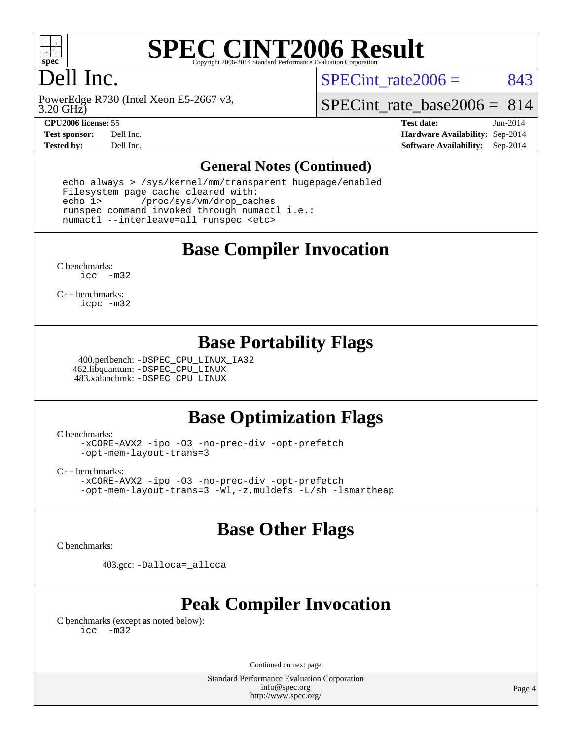# SPEC CINT2006 Result

Copyright 2006-2014 Standard Performance Evaluation Corporation

# Dell Inc.

PowerEdge R730 (Intel Xeon E5-2667 v3, 3.20 GHz)

SPECint_rate2006 = 843

SPECint_rate_base2006 = 814

**CPU2006 license:** 55
**Test sponsor:** Dell Inc.
**Tested by:** Dell Inc.

**Test date:** Jun-2014
**Hardware Availability:** Sep-2014
**Software Availability:** Sep-2014

## General Notes (Continued)

```
echo always > /sys/kernel/mm/transparent_hugepage/enabled
Filesystem page cache cleared with:
echo 1>       /proc/sys/vm/drop_caches
runspec command invoked through numactl i.e.:
numactl --interleave=all runspec <etc>
```

## Base Compiler Invocation

C benchmarks:
```
icc  -m32
```

C++ benchmarks:
```
icpc -m32
```

## Base Portability Flags

400.perlbench: `-DSPEC_CPU_LINUX_IA32`
462.libquantum: `-DSPEC_CPU_LINUX`
483.xalancbmk: `-DSPEC_CPU_LINUX`

## Base Optimization Flags

C benchmarks:
```
-xCORE-AVX2 -ipo -O3 -no-prec-div -opt-prefetch
-opt-mem-layout-trans=3
```

C++ benchmarks:
```
-xCORE-AVX2 -ipo -O3 -no-prec-div -opt-prefetch
-opt-mem-layout-trans=3 -Wl,-z,muldefs -L/sh -lsmartheap
```

## Base Other Flags

C benchmarks:

403.gcc: `-Dalloca=_alloca`

## Peak Compiler Invocation

C benchmarks (except as noted below):
```
icc  -m32
```

Continued on next page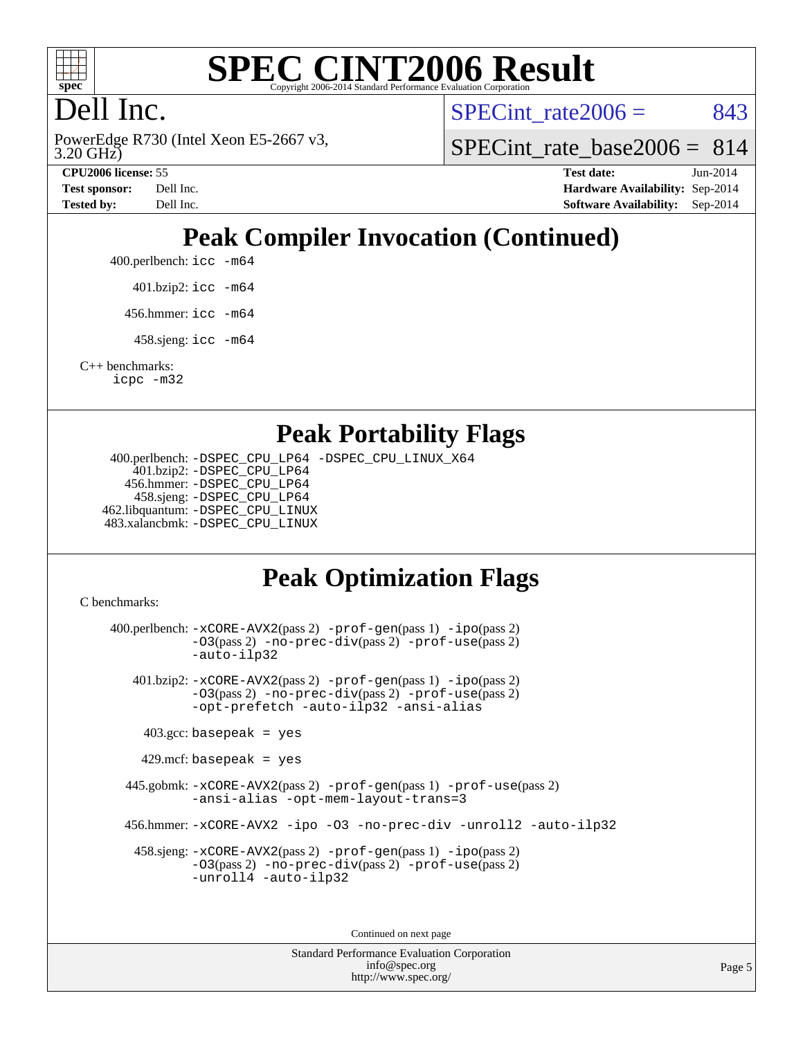# SPEC CINT2006 Result

Copyright 2006-2014 Standard Performance Evaluation Corporation

Dell Inc.

PowerEdge R730 (Intel Xeon E5-2667 v3, 3.20 GHz)

SPECint_rate2006 = 843

SPECint_rate_base2006 = 814

**CPU2006 license:** 55
**Test sponsor:** Dell Inc.
**Tested by:** Dell Inc.

**Test date:** Jun-2014
**Hardware Availability:** Sep-2014
**Software Availability:** Sep-2014

## Peak Compiler Invocation (Continued)

400.perlbench: `icc -m64`

401.bzip2: `icc -m64`

456.hmmer: `icc -m64`

458.sjeng: `icc -m64`

C++ benchmarks:
`icpc -m32`

## Peak Portability Flags

400.perlbench: `-DSPEC_CPU_LP64 -DSPEC_CPU_LINUX_X64`
401.bzip2: `-DSPEC_CPU_LP64`
456.hmmer: `-DSPEC_CPU_LP64`
458.sjeng: `-DSPEC_CPU_LP64`
462.libquantum: `-DSPEC_CPU_LINUX`
483.xalancbmk: `-DSPEC_CPU_LINUX`

## Peak Optimization Flags

C benchmarks:

400.perlbench: `-xCORE-AVX2`(pass 2) `-prof-gen`(pass 1) `-ipo`(pass 2) `-O3`(pass 2) `-no-prec-div`(pass 2) `-prof-use`(pass 2) `-auto-ilp32`

401.bzip2: `-xCORE-AVX2`(pass 2) `-prof-gen`(pass 1) `-ipo`(pass 2) `-O3`(pass 2) `-no-prec-div`(pass 2) `-prof-use`(pass 2) `-opt-prefetch -auto-ilp32 -ansi-alias`

403.gcc: `basepeak = yes`

429.mcf: `basepeak = yes`

445.gobmk: `-xCORE-AVX2`(pass 2) `-prof-gen`(pass 1) `-prof-use`(pass 2) `-ansi-alias -opt-mem-layout-trans=3`

456.hmmer: `-xCORE-AVX2 -ipo -O3 -no-prec-div -unroll2 -auto-ilp32`

458.sjeng: `-xCORE-AVX2`(pass 2) `-prof-gen`(pass 1) `-ipo`(pass 2) `-O3`(pass 2) `-no-prec-div`(pass 2) `-prof-use`(pass 2) `-unroll4 -auto-ilp32`

Continued on next page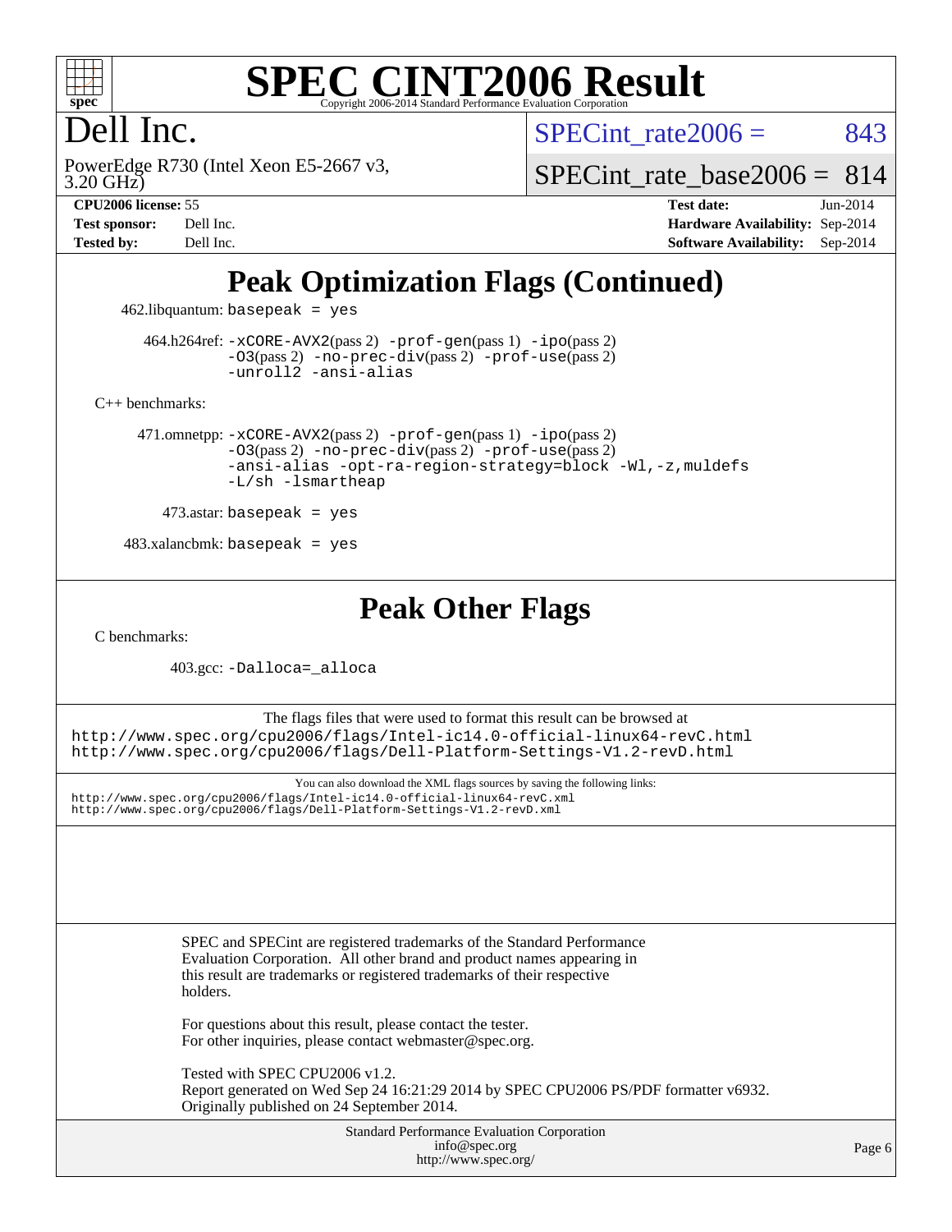## Peak Optimization Flags (Continued)

462.libquantum: basepeak = yes

464.h264ref: -xCORE-AVX2(pass 2) -prof-gen(pass 1) -ipo(pass 2) -O3(pass 2) -no-prec-div(pass 2) -prof-use(pass 2) -unroll2 -ansi-alias

C++ benchmarks:

471.omnetpp: -xCORE-AVX2(pass 2) -prof-gen(pass 1) -ipo(pass 2) -O3(pass 2) -no-prec-div(pass 2) -prof-use(pass 2) -ansi-alias -opt-ra-region-strategy=block -Wl,-z,muldefs -L/sh -lsmartheap

473.astar: basepeak = yes

483.xalancbmk: basepeak = yes

## Peak Other Flags

C benchmarks:

403.gcc: -Dalloca=_alloca

The flags files that were used to format this result can be browsed at
http://www.spec.org/cpu2006/flags/Intel-ic14.0-official-linux64-revC.html
http://www.spec.org/cpu2006/flags/Dell-Platform-Settings-V1.2-revD.html

You can also download the XML flags sources by saving the following links:
http://www.spec.org/cpu2006/flags/Intel-ic14.0-official-linux64-revC.xml
http://www.spec.org/cpu2006/flags/Dell-Platform-Settings-V1.2-revD.xml

SPEC and SPECint are registered trademarks of the Standard Performance Evaluation Corporation. All other brand and product names appearing in this result are trademarks or registered trademarks of their respective holders.

For questions about this result, please contact the tester.
For other inquiries, please contact webmaster@spec.org.

Tested with SPEC CPU2006 v1.2.
Report generated on Wed Sep 24 16:21:29 2014 by SPEC CPU2006 PS/PDF formatter v6932.
Originally published on 24 September 2014.